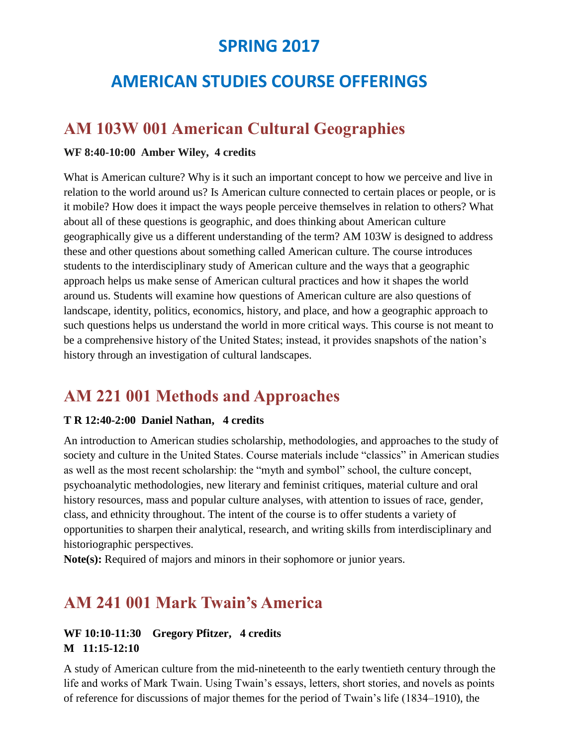# SPRING 2017

# AMERICAN STUDIES COURSE OFFERINGS

## AM 103W 001 American Cultural Geographies

**WF 8:40-10:00 Amber Wiley, 4 credits**

What is American culture? Why is it such an important concept to how we perceive and live in relation to the world around us? Is American culture connected to certain places or people, or is it mobile? How does it impact the ways people perceive themselves in relation to others? What about all of these questions is geographic, and does thinking about American culture geographically give us a different understanding of the term? AM 103W is designed to address these and other questions about something called American culture. The course introduces students to the interdisciplinary study of American culture and the ways that a geographic approach helps us make sense of American cultural practices and how it shapes the world around us. Students will examine how questions of American culture are also questions of landscape, identity, politics, economics, history, and place, and how a geographic approach to such questions helps us understand the world in more critical ways. This course is not meant to be a comprehensive history of the United States; instead, it provides snapshots of the nation's history through an investigation of cultural landscapes.

## AM 221 001 Methods and Approaches

**T R 12:40-2:00 Daniel Nathan, 4 credits**

An introduction to American studies scholarship, methodologies, and approaches to the study of society and culture in the United States. Course materials include "classics" in American studies as well as the most recent scholarship: the "myth and symbol" school, the culture concept, psychoanalytic methodologies, new literary and feminist critiques, material culture and oral history resources, mass and popular culture analyses, with attention to issues of race, gender, class, and ethnicity throughout. The intent of the course is to offer students a variety of opportunities to sharpen their analytical, research, and writing skills from interdisciplinary and historiographic perspectives.

**Note(s):** Required of majors and minors in their sophomore or junior years.

## AM 241 001 Mark Twain's America

**WF 10:10-11:30 Gregory Pfitzer, 4 credits**
**M 11:15-12:10**

A study of American culture from the mid-nineteenth to the early twentieth century through the life and works of Mark Twain. Using Twain's essays, letters, short stories, and novels as points of reference for discussions of major themes for the period of Twain's life (1834–1910), the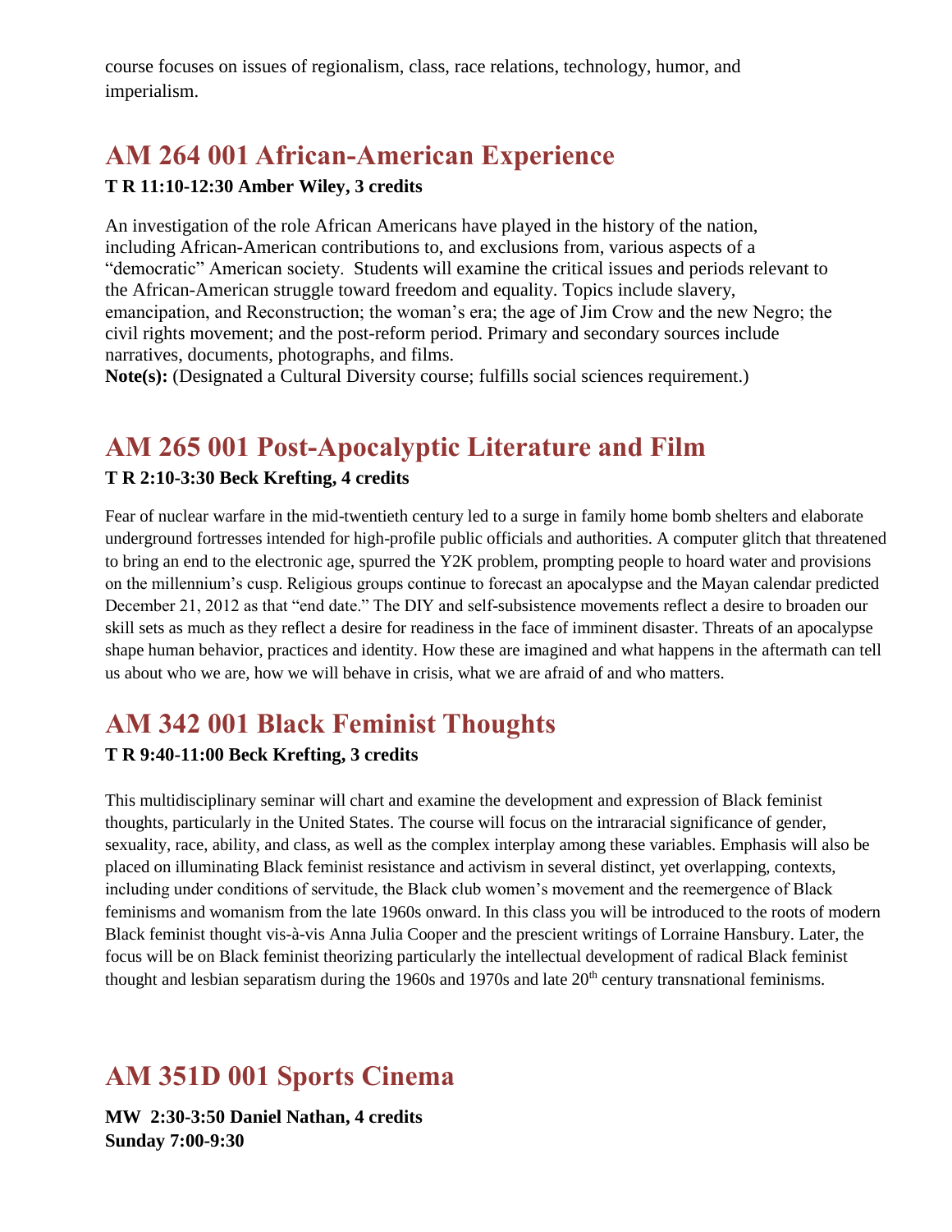course focuses on issues of regionalism, class, race relations, technology, humor, and imperialism.

## AM 264 001 African-American Experience

**T R 11:10-12:30 Amber Wiley, 3 credits**

An investigation of the role African Americans have played in the history of the nation, including African-American contributions to, and exclusions from, various aspects of a "democratic" American society. Students will examine the critical issues and periods relevant to the African-American struggle toward freedom and equality. Topics include slavery, emancipation, and Reconstruction; the woman's era; the age of Jim Crow and the new Negro; the civil rights movement; and the post-reform period. Primary and secondary sources include narratives, documents, photographs, and films.
**Note(s):** (Designated a Cultural Diversity course; fulfills social sciences requirement.)

## AM 265 001 Post-Apocalyptic Literature and Film

**T R 2:10-3:30 Beck Krefting, 4 credits**

Fear of nuclear warfare in the mid-twentieth century led to a surge in family home bomb shelters and elaborate underground fortresses intended for high-profile public officials and authorities. A computer glitch that threatened to bring an end to the electronic age, spurred the Y2K problem, prompting people to hoard water and provisions on the millennium's cusp. Religious groups continue to forecast an apocalypse and the Mayan calendar predicted December 21, 2012 as that "end date." The DIY and self-subsistence movements reflect a desire to broaden our skill sets as much as they reflect a desire for readiness in the face of imminent disaster. Threats of an apocalypse shape human behavior, practices and identity. How these are imagined and what happens in the aftermath can tell us about who we are, how we will behave in crisis, what we are afraid of and who matters.

## AM 342 001 Black Feminist Thoughts

**T R 9:40-11:00 Beck Krefting, 3 credits**

This multidisciplinary seminar will chart and examine the development and expression of Black feminist thoughts, particularly in the United States. The course will focus on the intraracial significance of gender, sexuality, race, ability, and class, as well as the complex interplay among these variables. Emphasis will also be placed on illuminating Black feminist resistance and activism in several distinct, yet overlapping, contexts, including under conditions of servitude, the Black club women's movement and the reemergence of Black feminisms and womanism from the late 1960s onward. In this class you will be introduced to the roots of modern Black feminist thought vis-à-vis Anna Julia Cooper and the prescient writings of Lorraine Hansbury. Later, the focus will be on Black feminist theorizing particularly the intellectual development of radical Black feminist thought and lesbian separatism during the 1960s and 1970s and late 20th century transnational feminisms.

## AM 351D 001 Sports Cinema

**MW 2:30-3:50 Daniel Nathan, 4 credits**
**Sunday 7:00-9:30**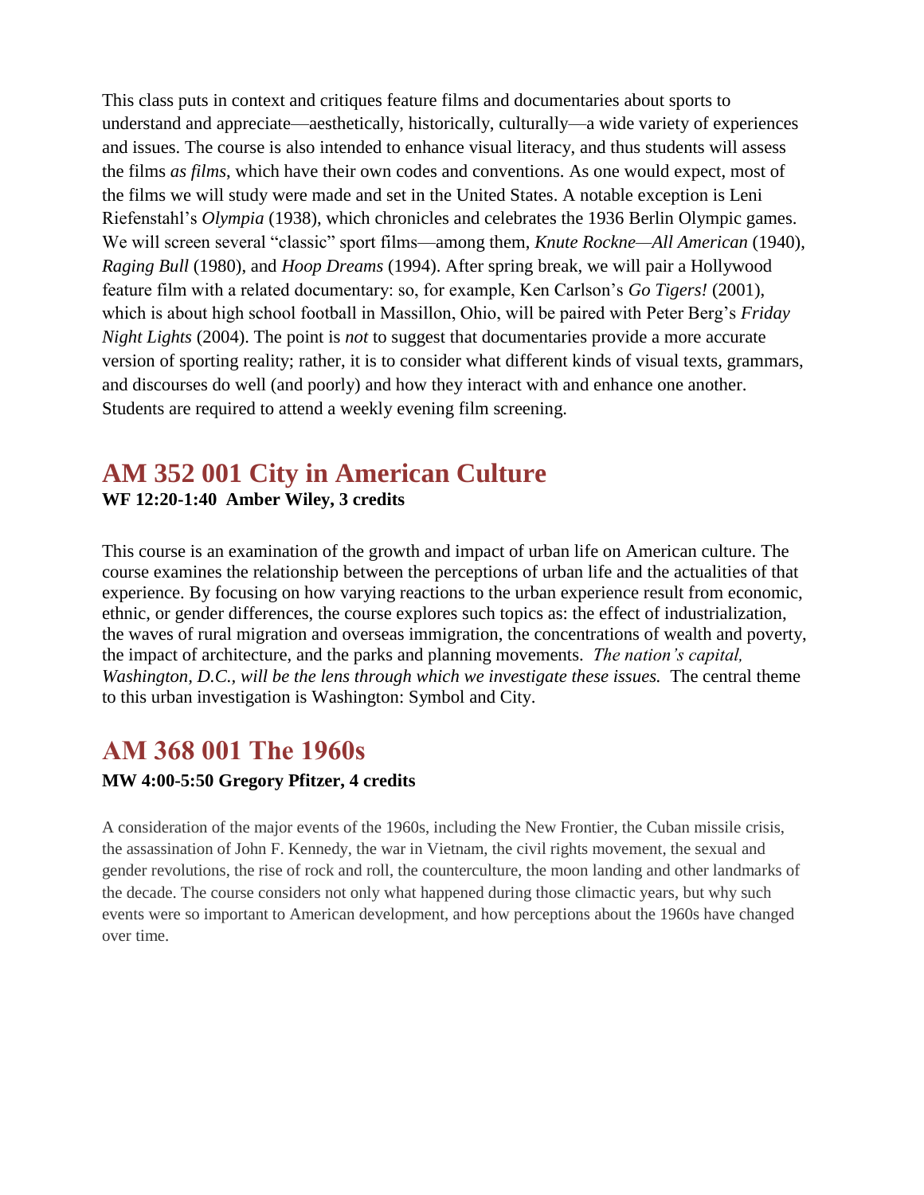This class puts in context and critiques feature films and documentaries about sports to understand and appreciate—aesthetically, historically, culturally—a wide variety of experiences and issues. The course is also intended to enhance visual literacy, and thus students will assess the films *as films*, which have their own codes and conventions. As one would expect, most of the films we will study were made and set in the United States. A notable exception is Leni Riefenstahl's *Olympia* (1938), which chronicles and celebrates the 1936 Berlin Olympic games. We will screen several "classic" sport films—among them, *Knute Rockne—All American* (1940), *Raging Bull* (1980), and *Hoop Dreams* (1994). After spring break, we will pair a Hollywood feature film with a related documentary: so, for example, Ken Carlson's *Go Tigers!* (2001), which is about high school football in Massillon, Ohio, will be paired with Peter Berg's *Friday Night Lights* (2004). The point is *not* to suggest that documentaries provide a more accurate version of sporting reality; rather, it is to consider what different kinds of visual texts, grammars, and discourses do well (and poorly) and how they interact with and enhance one another. Students are required to attend a weekly evening film screening.

## AM 352 001 City in American Culture

**WF 12:20-1:40 Amber Wiley, 3 credits**

This course is an examination of the growth and impact of urban life on American culture. The course examines the relationship between the perceptions of urban life and the actualities of that experience. By focusing on how varying reactions to the urban experience result from economic, ethnic, or gender differences, the course explores such topics as: the effect of industrialization, the waves of rural migration and overseas immigration, the concentrations of wealth and poverty, the impact of architecture, and the parks and planning movements. *The nation's capital, Washington, D.C., will be the lens through which we investigate these issues.* The central theme to this urban investigation is Washington: Symbol and City.

## AM 368 001 The 1960s

**MW 4:00-5:50 Gregory Pfitzer, 4 credits**

A consideration of the major events of the 1960s, including the New Frontier, the Cuban missile crisis, the assassination of John F. Kennedy, the war in Vietnam, the civil rights movement, the sexual and gender revolutions, the rise of rock and roll, the counterculture, the moon landing and other landmarks of the decade. The course considers not only what happened during those climactic years, but why such events were so important to American development, and how perceptions about the 1960s have changed over time.